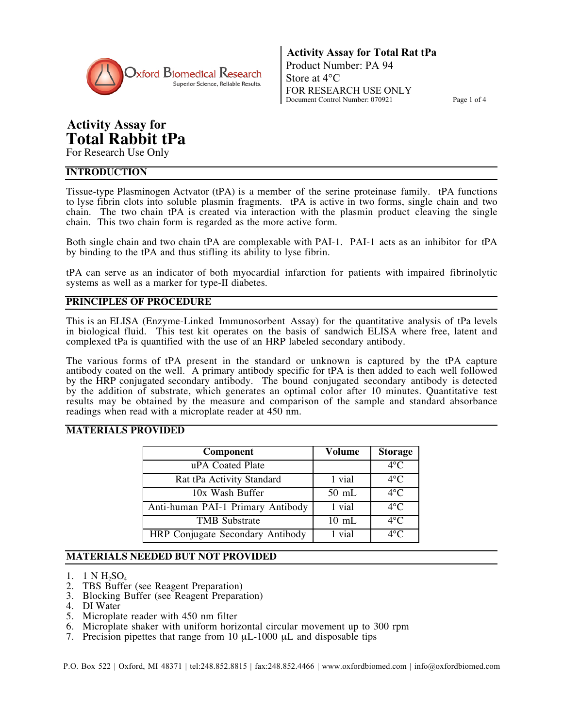# Activity Assay for
# Total Rabbit tPa

For Research Use Only

## INTRODUCTION

Tissue-type Plasminogen Actvator (tPA) is a member of the serine proteinase family. tPA functions to lyse fibrin clots into soluble plasmin fragments. tPA is active in two forms, single chain and two chain. The two chain tPA is created via interaction with the plasmin product cleaving the single chain. This two chain form is regarded as the more active form.

Both single chain and two chain tPA are complexable with PAI-1. PAI-1 acts as an inhibitor for tPA by binding to the tPA and thus stifling its ability to lyse fibrin.

tPA can serve as an indicator of both myocardial infarction for patients with impaired fibrinolytic systems as well as a marker for type-II diabetes.

## PRINCIPLES OF PROCEDURE

This is an ELISA (Enzyme-Linked Immunosorbent Assay) for the quantitative analysis of tPa levels in biological fluid. This test kit operates on the basis of sandwich ELISA where free, latent and complexed tPa is quantified with the use of an HRP labeled secondary antibody.

The various forms of tPA present in the standard or unknown is captured by the tPA capture antibody coated on the well. A primary antibody specific for tPA is then added to each well followed by the HRP conjugated secondary antibody. The bound conjugated secondary antibody is detected by the addition of substrate, which generates an optimal color after 10 minutes. Quantitative test results may be obtained by the measure and comparison of the sample and standard absorbance readings when read with a microplate reader at 450 nm.

## MATERIALS PROVIDED

| Component | Volume | Storage |
|---|---|---|
| uPA Coated Plate | | 4°C |
| Rat tPa Activity Standard | 1 vial | 4°C |
| 10x Wash Buffer | 50 mL | 4°C |
| Anti-human PAI-1 Primary Antibody | 1 vial | 4°C |
| TMB Substrate | 10 mL | 4°C |
| HRP Conjugate Secondary Antibody | 1 vial | 4°C |

## MATERIALS NEEDED BUT NOT PROVIDED

1. 1 N $H_2SO_4$
2. TBS Buffer (see Reagent Preparation)
3. Blocking Buffer (see Reagent Preparation)
4. DI Water
5. Microplate reader with 450 nm filter
6. Microplate shaker with uniform horizontal circular movement up to 300 rpm
7. Precision pipettes that range from 10 µL-1000 µL and disposable tips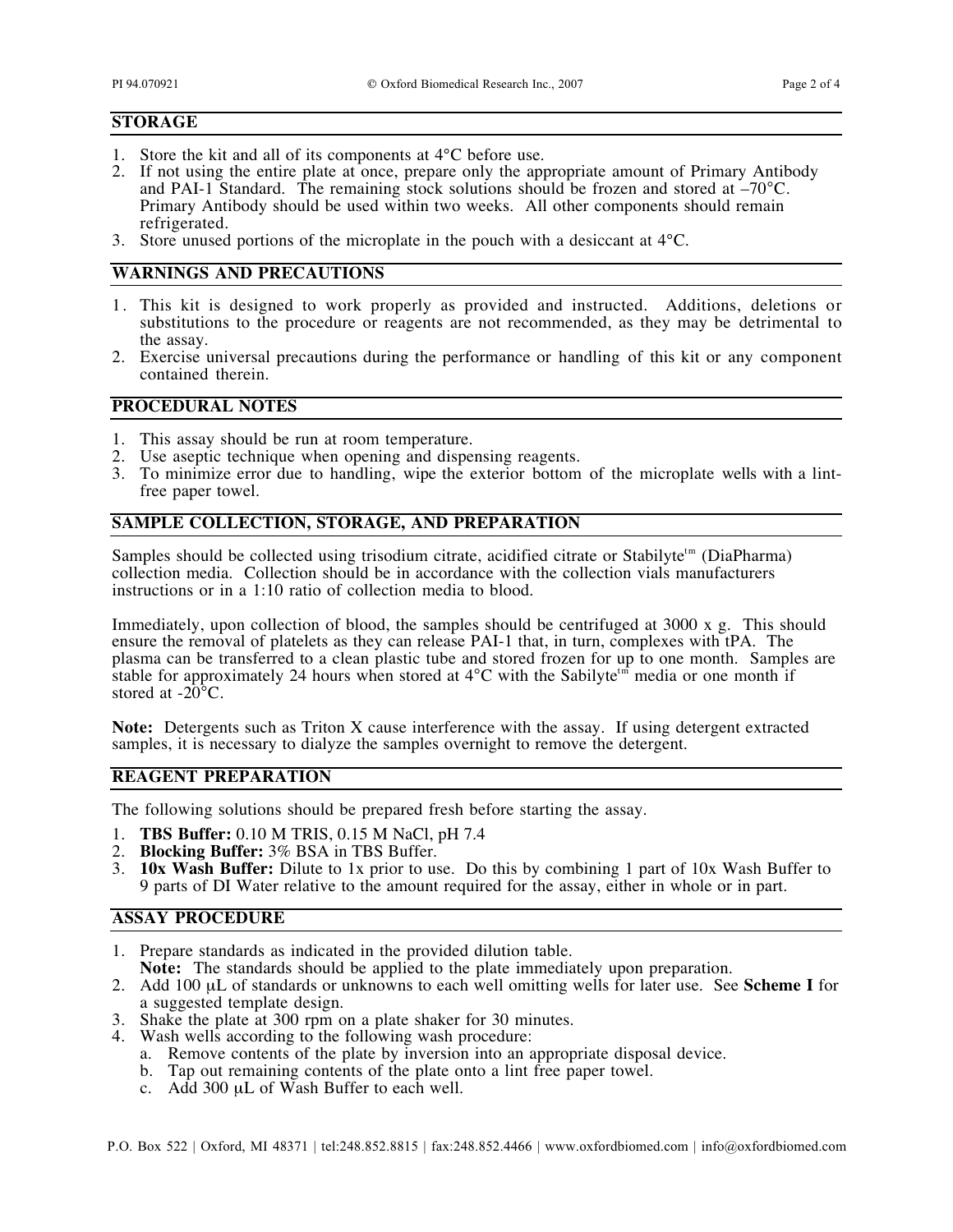## STORAGE

1. Store the kit and all of its components at 4°C before use.
2. If not using the entire plate at once, prepare only the appropriate amount of Primary Antibody and PAI-1 Standard. The remaining stock solutions should be frozen and stored at –70°C. Primary Antibody should be used within two weeks. All other components should remain refrigerated.
3. Store unused portions of the microplate in the pouch with a desiccant at 4°C.

## WARNINGS AND PRECAUTIONS

1. This kit is designed to work properly as provided and instructed. Additions, deletions or substitutions to the procedure or reagents are not recommended, as they may be detrimental to the assay.
2. Exercise universal precautions during the performance or handling of this kit or any component contained therein.

## PROCEDURAL NOTES

1. This assay should be run at room temperature.
2. Use aseptic technique when opening and dispensing reagents.
3. To minimize error due to handling, wipe the exterior bottom of the microplate wells with a lint-free paper towel.

## SAMPLE COLLECTION, STORAGE, AND PREPARATION

Samples should be collected using trisodium citrate, acidified citrate or Stabilyte[tm] (DiaPharma) collection media. Collection should be in accordance with the collection vials manufacturers instructions or in a 1:10 ratio of collection media to blood.

Immediately, upon collection of blood, the samples should be centrifuged at 3000 x g. This should ensure the removal of platelets as they can release PAI-1 that, in turn, complexes with tPA. The plasma can be transferred to a clean plastic tube and stored frozen for up to one month. Samples are stable for approximately 24 hours when stored at 4°C with the Sabilyte[tm] media or one month if stored at -20°C.

**Note:** Detergents such as Triton X cause interference with the assay. If using detergent extracted samples, it is necessary to dialyze the samples overnight to remove the detergent.

## REAGENT PREPARATION

The following solutions should be prepared fresh before starting the assay.

1. **TBS Buffer:** 0.10 M TRIS, 0.15 M NaCl, pH 7.4
2. **Blocking Buffer:** 3% BSA in TBS Buffer.
3. **10x Wash Buffer:** Dilute to 1x prior to use. Do this by combining 1 part of 10x Wash Buffer to 9 parts of DI Water relative to the amount required for the assay, either in whole or in part.

## ASSAY PROCEDURE

1. Prepare standards as indicated in the provided dilution table.
   **Note:** The standards should be applied to the plate immediately upon preparation.
2. Add 100 μL of standards or unknowns to each well omitting wells for later use. See **Scheme I** for a suggested template design.
3. Shake the plate at 300 rpm on a plate shaker for 30 minutes.
4. Wash wells according to the following wash procedure:
   a. Remove contents of the plate by inversion into an appropriate disposal device.
   b. Tap out remaining contents of the plate onto a lint free paper towel.
   c. Add 300 μL of Wash Buffer to each well.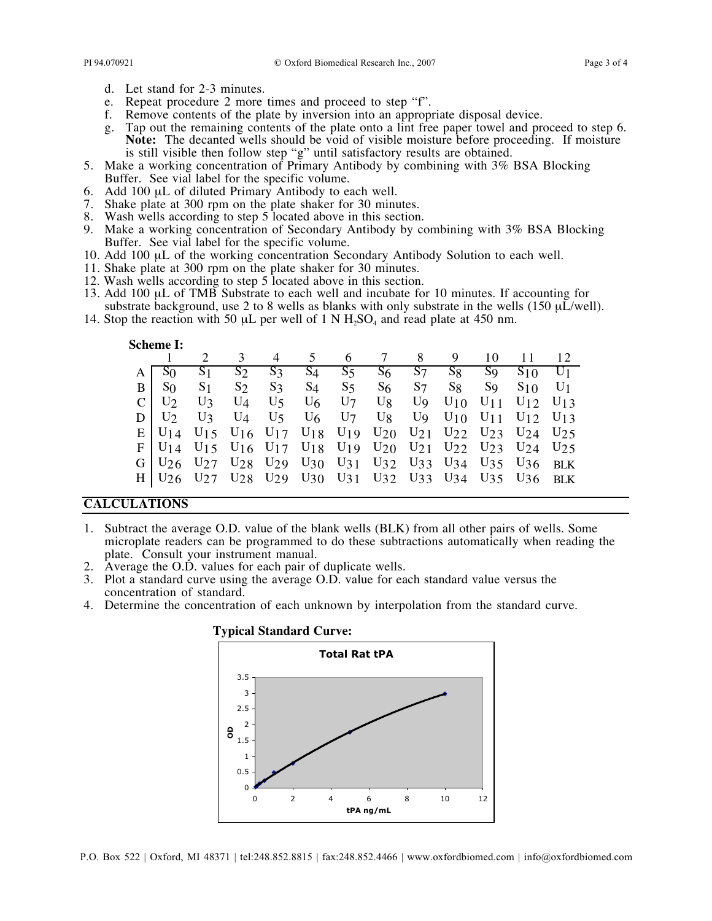d. Let stand for 2-3 minutes.
e. Repeat procedure 2 more times and proceed to step "f".
f. Remove contents of the plate by inversion into an appropriate disposal device.
g. Tap out the remaining contents of the plate onto a lint free paper towel and proceed to step 6. **Note:** The decanted wells should be void of visible moisture before proceeding. If moisture is still visible then follow step "g" until satisfactory results are obtained.

5. Make a working concentration of Primary Antibody by combining with 3% BSA Blocking Buffer. See vial label for the specific volume.
6. Add 100 μL of diluted Primary Antibody to each well.
7. Shake plate at 300 rpm on the plate shaker for 30 minutes.
8. Wash wells according to step 5 located above in this section.
9. Make a working concentration of Secondary Antibody by combining with 3% BSA Blocking Buffer. See vial label for the specific volume.
10. Add 100 μL of the working concentration Secondary Antibody Solution to each well.
11. Shake plate at 300 rpm on the plate shaker for 30 minutes.
12. Wash wells according to step 5 located above in this section.
13. Add 100 μL of TMB Substrate to each well and incubate for 10 minutes. If accounting for substrate background, use 2 to 8 wells as blanks with only substrate in the wells (150 μL/well).
14. Stop the reaction with 50 μL per well of 1 N $H_2SO_4$ and read plate at 450 nm.

**Scheme I:**

| | 1 | 2 | 3 | 4 | 5 | 6 | 7 | 8 | 9 | 10 | 11 | 12 |
|---|---|---|---|---|---|---|---|---|---|---|---|---|
| A | $S_0$ | $S_1$ | $S_2$ | $S_3$ | $S_4$ | $S_5$ | $S_6$ | $S_7$ | $S_8$ | $S_9$ | $S_{10}$ | $U_1$ |
| B | $S_0$ | $S_1$ | $S_2$ | $S_3$ | $S_4$ | $S_5$ | $S_6$ | $S_7$ | $S_8$ | $S_9$ | $S_{10}$ | $U_1$ |
| C | $U_2$ | $U_3$ | $U_4$ | $U_5$ | $U_6$ | $U_7$ | $U_8$ | $U_9$ | $U_{10}$ | $U_{11}$ | $U_{12}$ | $U_{13}$ |
| D | $U_2$ | $U_3$ | $U_4$ | $U_5$ | $U_6$ | $U_7$ | $U_8$ | $U_9$ | $U_{10}$ | $U_{11}$ | $U_{12}$ | $U_{13}$ |
| E | $U_{14}$ | $U_{15}$ | $U_{16}$ | $U_{17}$ | $U_{18}$ | $U_{19}$ | $U_{20}$ | $U_{21}$ | $U_{22}$ | $U_{23}$ | $U_{24}$ | $U_{25}$ |
| F | $U_{14}$ | $U_{15}$ | $U_{16}$ | $U_{17}$ | $U_{18}$ | $U_{19}$ | $U_{20}$ | $U_{21}$ | $U_{22}$ | $U_{23}$ | $U_{24}$ | $U_{25}$ |
| G | $U_{26}$ | $U_{27}$ | $U_{28}$ | $U_{29}$ | $U_{30}$ | $U_{31}$ | $U_{32}$ | $U_{33}$ | $U_{34}$ | $U_{35}$ | $U_{36}$ | BLK |
| H | $U_{26}$ | $U_{27}$ | $U_{28}$ | $U_{29}$ | $U_{30}$ | $U_{31}$ | $U_{32}$ | $U_{33}$ | $U_{34}$ | $U_{35}$ | $U_{36}$ | BLK |

## CALCULATIONS

1. Subtract the average O.D. value of the blank wells (BLK) from all other pairs of wells. Some microplate readers can be programmed to do these subtractions automatically when reading the plate. Consult your instrument manual.
2. Average the O.D. values for each pair of duplicate wells.
3. Plot a standard curve using the average O.D. value for each standard value versus the concentration of standard.
4. Determine the concentration of each unknown by interpolation from the standard curve.

**Typical Standard Curve:**

Total Rat tPA

OD vs. tPA ng/mL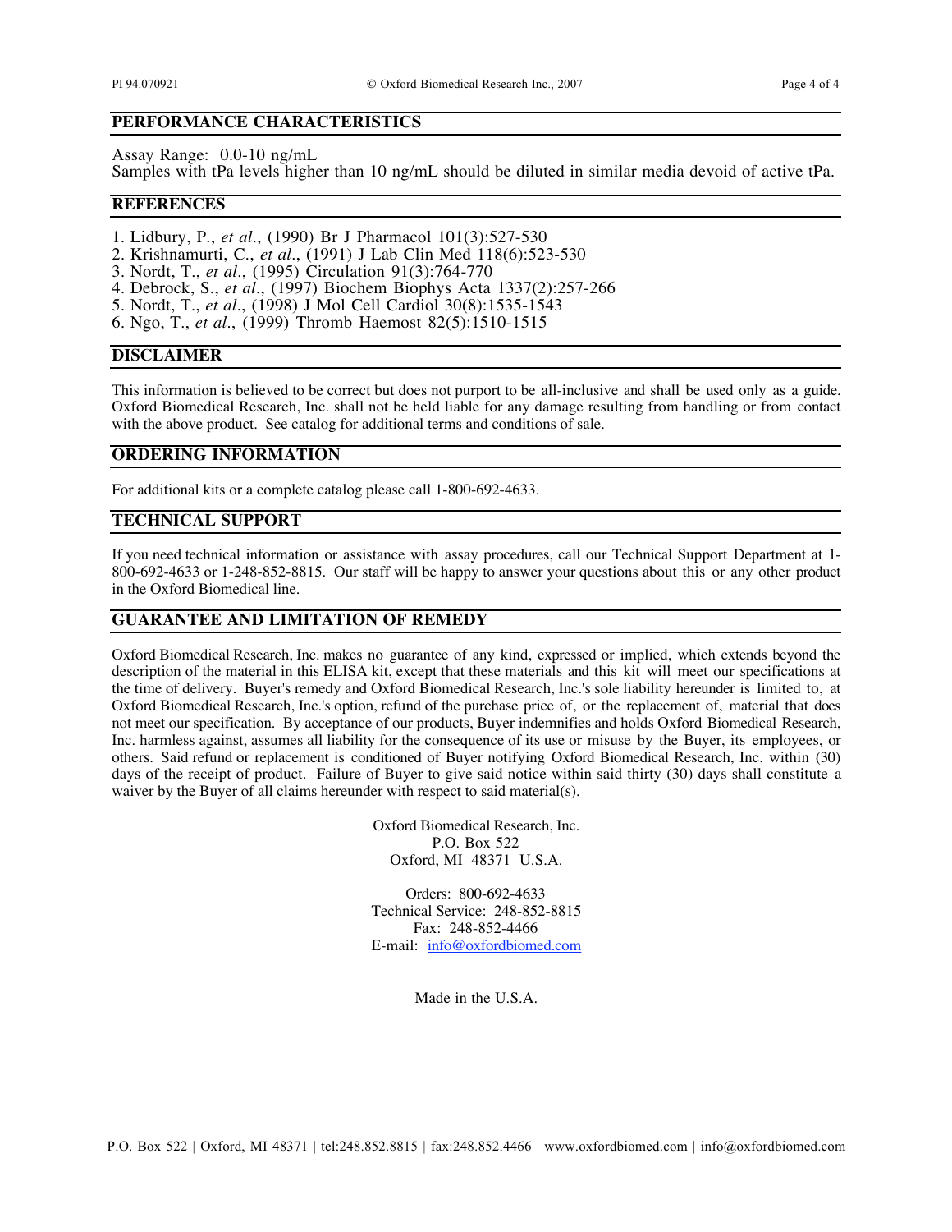## PERFORMANCE CHARACTERISTICS

Assay Range: 0.0-10 ng/mL
Samples with tPa levels higher than 10 ng/mL should be diluted in similar media devoid of active tPa.

## REFERENCES

1. Lidbury, P., *et al*., (1990) Br J Pharmacol 101(3):527-530
2. Krishnamurti, C., *et al*., (1991) J Lab Clin Med 118(6):523-530
3. Nordt, T., *et al*., (1995) Circulation 91(3):764-770
4. Debrock, S., *et al*., (1997) Biochem Biophys Acta 1337(2):257-266
5. Nordt, T., *et al*., (1998) J Mol Cell Cardiol 30(8):1535-1543
6. Ngo, T., *et al*., (1999) Thromb Haemost 82(5):1510-1515

## DISCLAIMER

This information is believed to be correct but does not purport to be all-inclusive and shall be used only as a guide. Oxford Biomedical Research, Inc. shall not be held liable for any damage resulting from handling or from contact with the above product. See catalog for additional terms and conditions of sale.

## ORDERING INFORMATION

For additional kits or a complete catalog please call 1-800-692-4633.

## TECHNICAL SUPPORT

If you need technical information or assistance with assay procedures, call our Technical Support Department at 1-800-692-4633 or 1-248-852-8815. Our staff will be happy to answer your questions about this or any other product in the Oxford Biomedical line.

## GUARANTEE AND LIMITATION OF REMEDY

Oxford Biomedical Research, Inc. makes no guarantee of any kind, expressed or implied, which extends beyond the description of the material in this ELISA kit, except that these materials and this kit will meet our specifications at the time of delivery. Buyer's remedy and Oxford Biomedical Research, Inc.'s sole liability hereunder is limited to, at Oxford Biomedical Research, Inc.'s option, refund of the purchase price of, or the replacement of, material that does not meet our specification. By acceptance of our products, Buyer indemnifies and holds Oxford Biomedical Research, Inc. harmless against, assumes all liability for the consequence of its use or misuse by the Buyer, its employees, or others. Said refund or replacement is conditioned of Buyer notifying Oxford Biomedical Research, Inc. within (30) days of the receipt of product. Failure of Buyer to give said notice within said thirty (30) days shall constitute a waiver by the Buyer of all claims hereunder with respect to said material(s).

Oxford Biomedical Research, Inc.
P.O. Box 522
Oxford, MI 48371 U.S.A.

Orders: 800-692-4633
Technical Service: 248-852-8815
Fax: 248-852-4466
E-mail: info@oxfordbiomed.com

Made in the U.S.A.